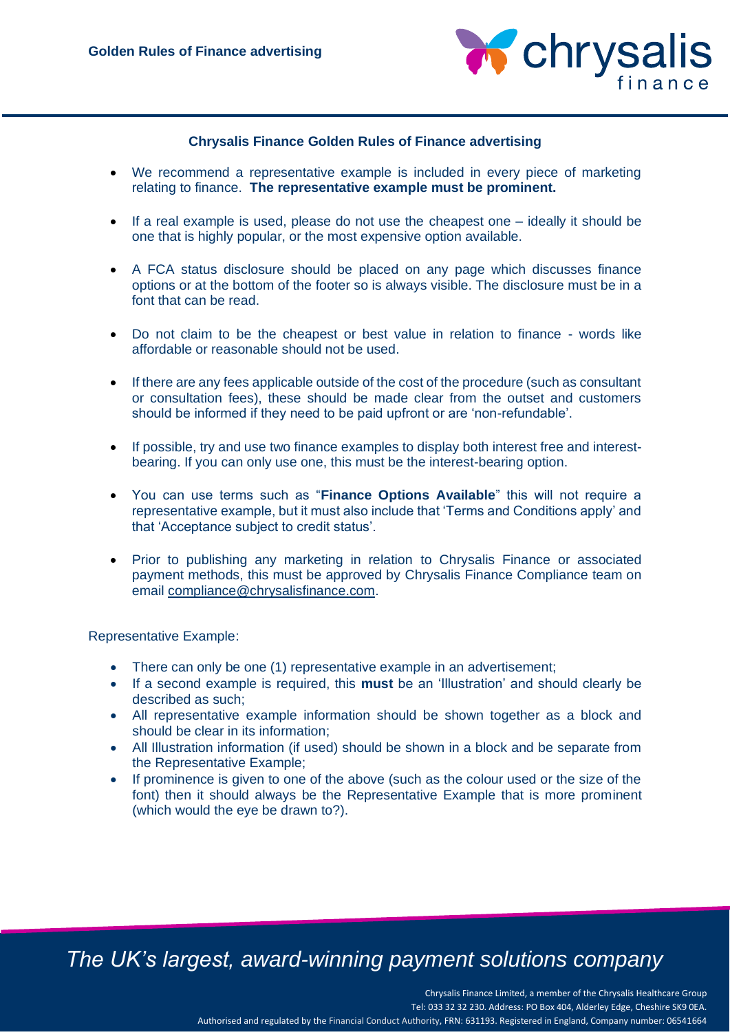## Chrysalis Finance Golden Rules of Finance advertising

- We recommend a representative example is included in every piece of marketing relating to finance. **The representative example must be prominent.**
- If a real example is used, please do not use the cheapest one – ideally it should be one that is highly popular, or the most expensive option available.
- A FCA status disclosure should be placed on any page which discusses finance options or at the bottom of the footer so is always visible. The disclosure must be in a font that can be read.
- Do not claim to be the cheapest or best value in relation to finance - words like affordable or reasonable should not be used.
- If there are any fees applicable outside of the cost of the procedure (such as consultant or consultation fees), these should be made clear from the outset and customers should be informed if they need to be paid upfront or are 'non-refundable'.
- If possible, try and use two finance examples to display both interest free and interest-bearing. If you can only use one, this must be the interest-bearing option.
- You can use terms such as "**Finance Options Available**" this will not require a representative example, but it must also include that 'Terms and Conditions apply' and that 'Acceptance subject to credit status'.
- Prior to publishing any marketing in relation to Chrysalis Finance or associated payment methods, this must be approved by Chrysalis Finance Compliance team on email compliance@chrysalisfinance.com.

Representative Example:

- There can only be one (1) representative example in an advertisement;
- If a second example is required, this **must** be an 'Illustration' and should clearly be described as such;
- All representative example information should be shown together as a block and should be clear in its information;
- All Illustration information (if used) should be shown in a block and be separate from the Representative Example;
- If prominence is given to one of the above (such as the colour used or the size of the font) then it should always be the Representative Example that is more prominent (which would the eye be drawn to?).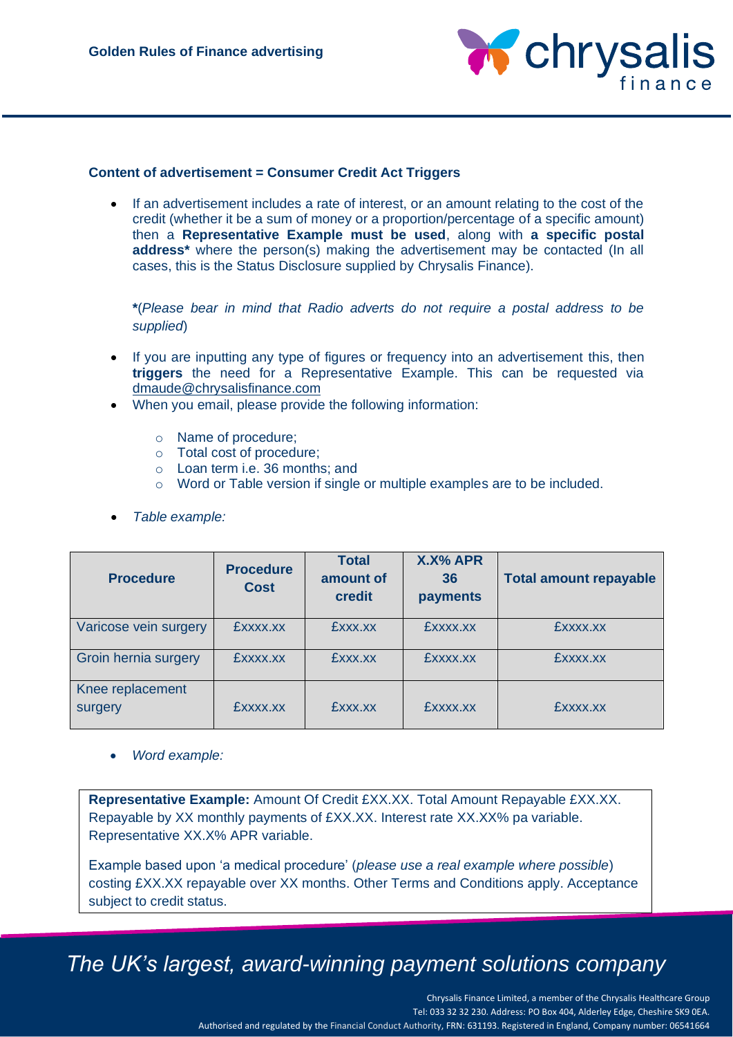## Content of advertisement = Consumer Credit Act Triggers

- If an advertisement includes a rate of interest, or an amount relating to the cost of the credit (whether it be a sum of money or a proportion/percentage of a specific amount) then a **Representative Example must be used**, along with **a specific postal address*** where the person(s) making the advertisement may be contacted (In all cases, this is the Status Disclosure supplied by Chrysalis Finance).

  *(*Please bear in mind that Radio adverts do not require a postal address to be supplied*)

- If you are inputting any type of figures or frequency into an advertisement this, then **triggers** the need for a Representative Example. This can be requested via dmaude@chrysalisfinance.com
- When you email, please provide the following information:
  - Name of procedure;
  - Total cost of procedure;
  - Loan term i.e. 36 months; and
  - Word or Table version if single or multiple examples are to be included.
- *Table example:*

| Procedure | Procedure Cost | Total amount of credit | X.X% APR 36 payments | Total amount repayable |
|---|---|---|---|---|
| Varicose vein surgery | £xxxx.xx | £xxx.xx | £xxxx.xx | £xxxx.xx |
| Groin hernia surgery | £xxxx.xx | £xxx.xx | £xxxx.xx | £xxxx.xx |
| Knee replacement surgery | £xxxx.xx | £xxx.xx | £xxxx.xx | £xxxx.xx |

- *Word example:*

**Representative Example:** Amount Of Credit £XX.XX. Total Amount Repayable £XX.XX. Repayable by XX monthly payments of £XX.XX. Interest rate XX.XX% pa variable. Representative XX.X% APR variable.

Example based upon 'a medical procedure' (*please use a real example where possible*) costing £XX.XX repayable over XX months. Other Terms and Conditions apply. Acceptance subject to credit status.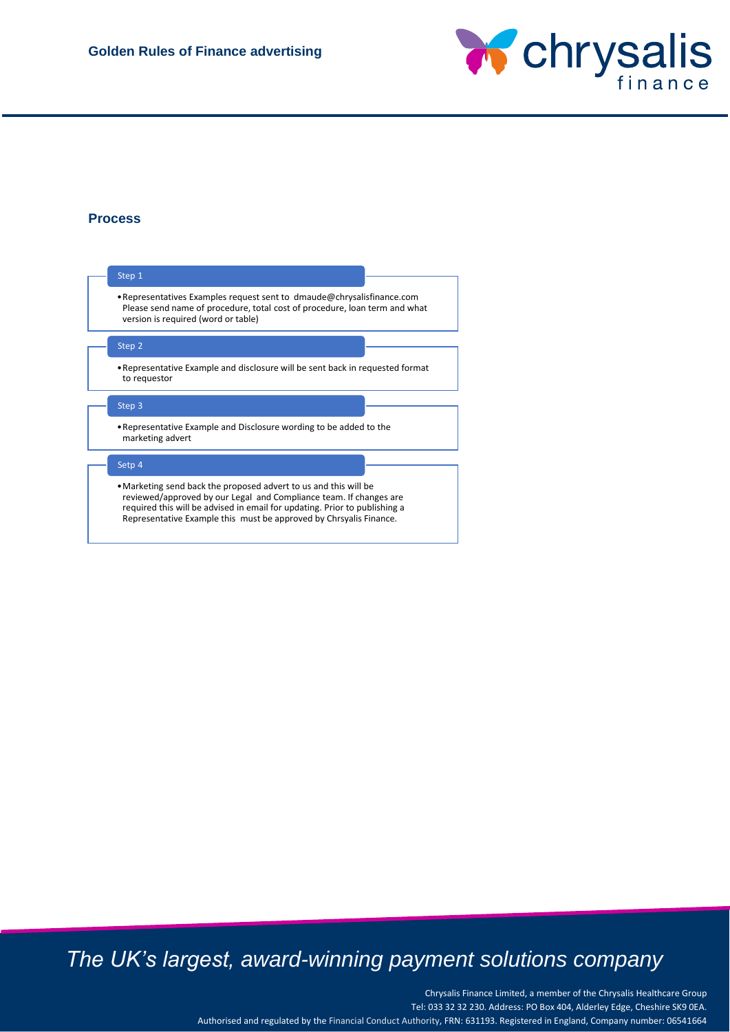## Process

### Step 1

- Representatives Examples request sent to dmaude@chrysalisfinance.com Please send name of procedure, total cost of procedure, loan term and what version is required (word or table)

### Step 2

- Representative Example and disclosure will be sent back in requested format to requestor

### Step 3

- Representative Example and Disclosure wording to be added to the marketing advert

### Setp 4

- Marketing send back the proposed advert to us and this will be reviewed/approved by our Legal and Compliance team. If changes are required this will be advised in email for updating. Prior to publishing a Representative Example this must be approved by Chrsyalis Finance.